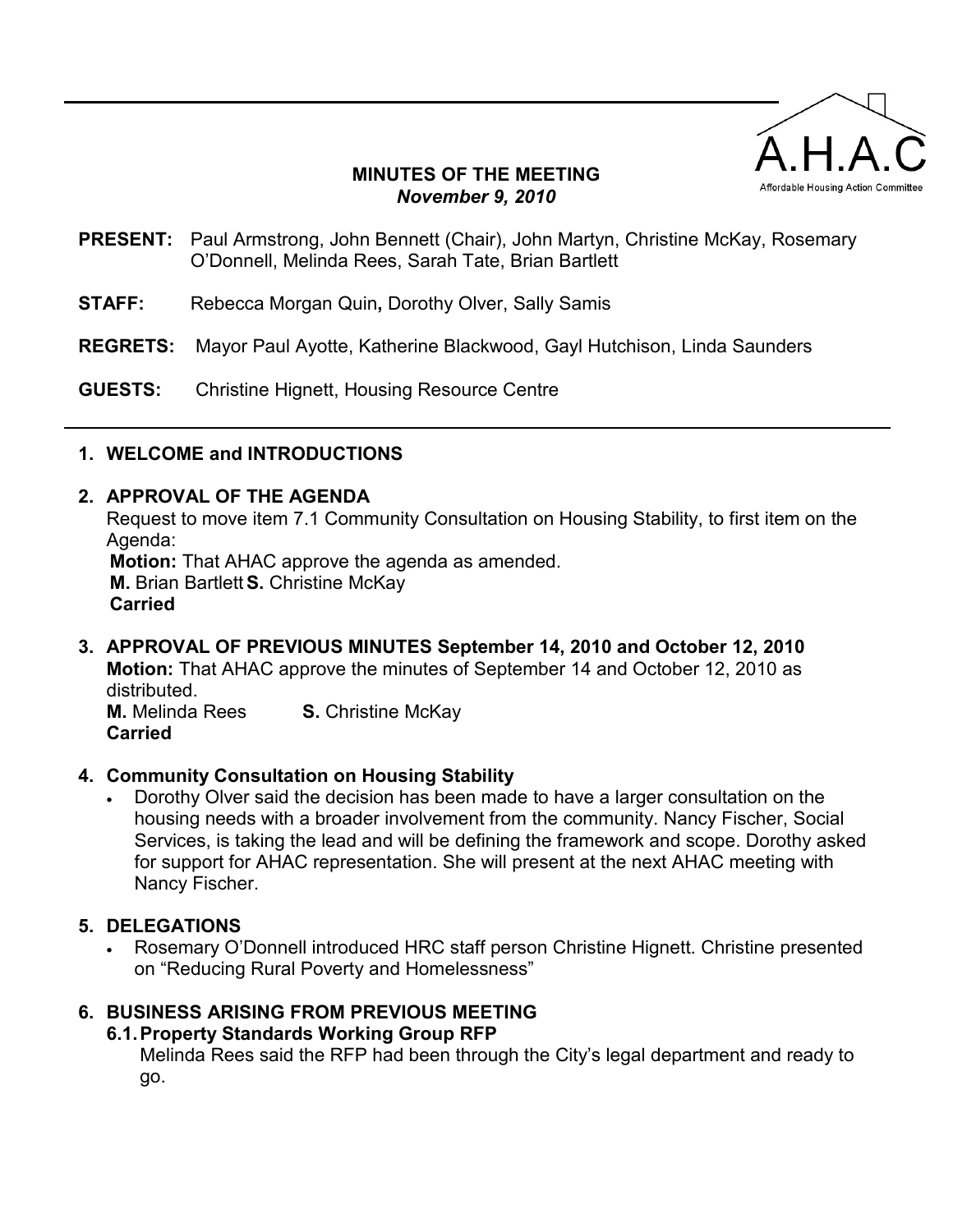A.H.A.C

Affordable Housing Action Committee

**MINUTES OF THE MEETING**
***November 9, 2010***

**PRESENT:** Paul Armstrong, John Bennett (Chair), John Martyn, Christine McKay, Rosemary O'Donnell, Melinda Rees, Sarah Tate, Brian Bartlett

**STAFF:** Rebecca Morgan Quin**,** Dorothy Olver, Sally Samis

**REGRETS:** Mayor Paul Ayotte, Katherine Blackwood, Gayl Hutchison, Linda Saunders

**GUESTS:** Christine Hignett, Housing Resource Centre

## 1. WELCOME and INTRODUCTIONS

## 2. APPROVAL OF THE AGENDA

Request to move item 7.1 Community Consultation on Housing Stability, to first item on the Agenda:

**Motion:** That AHAC approve the agenda as amended.
**M.** Brian Bartlett **S.** Christine McKay
**Carried**

## 3. APPROVAL OF PREVIOUS MINUTES September 14, 2010 and October 12, 2010

**Motion:** That AHAC approve the minutes of September 14 and October 12, 2010 as distributed.
**M.** Melinda Rees **S.** Christine McKay
**Carried**

## 4. Community Consultation on Housing Stability

- Dorothy Olver said the decision has been made to have a larger consultation on the housing needs with a broader involvement from the community. Nancy Fischer, Social Services, is taking the lead and will be defining the framework and scope. Dorothy asked for support for AHAC representation. She will present at the next AHAC meeting with Nancy Fischer.

## 5. DELEGATIONS

- Rosemary O'Donnell introduced HRC staff person Christine Hignett. Christine presented on "Reducing Rural Poverty and Homelessness"

## 6. BUSINESS ARISING FROM PREVIOUS MEETING

### 6.1. Property Standards Working Group RFP

Melinda Rees said the RFP had been through the City's legal department and ready to go.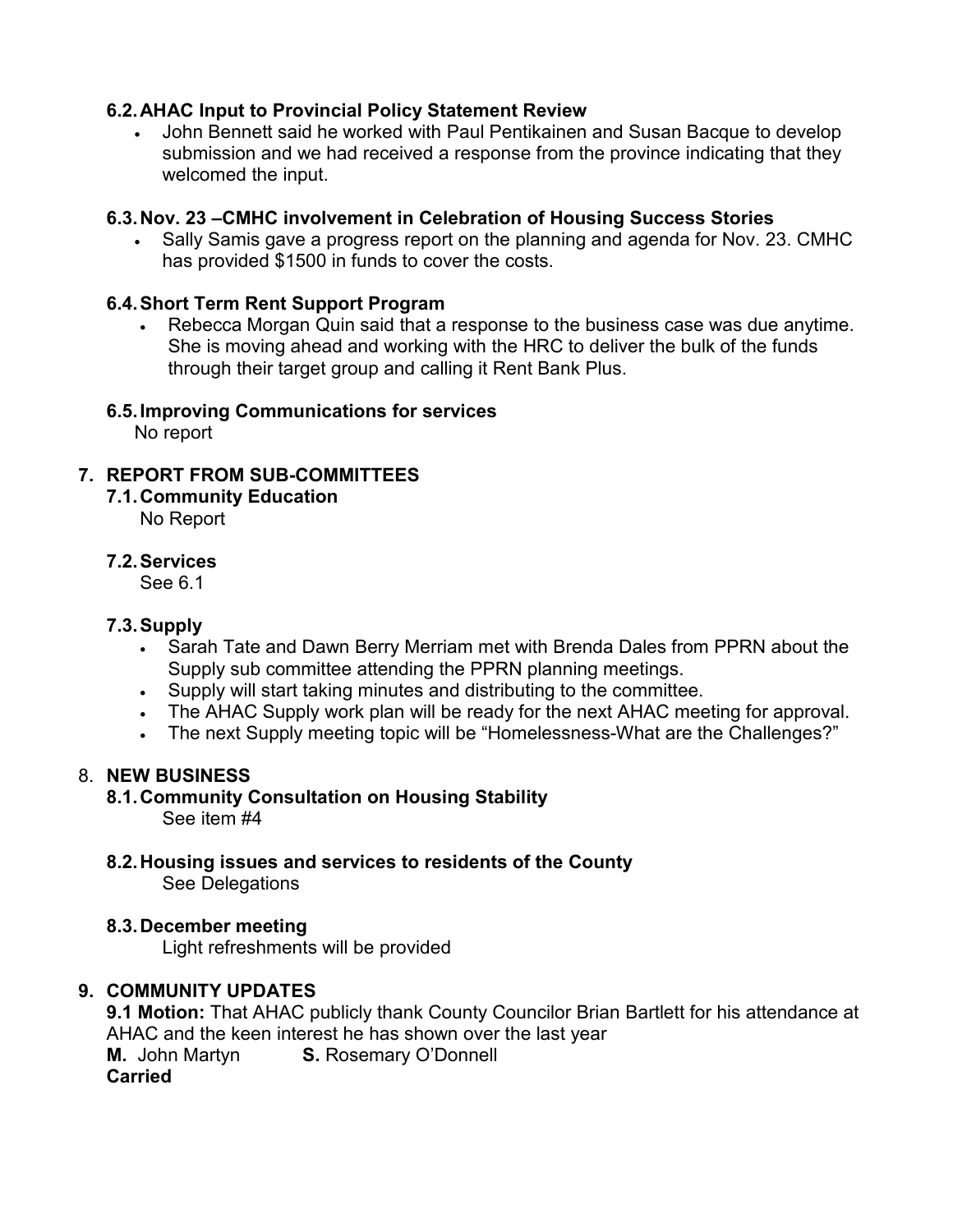### 6.2. AHAC Input to Provincial Policy Statement Review

- John Bennett said he worked with Paul Pentikainen and Susan Bacque to develop submission and we had received a response from the province indicating that they welcomed the input.

### 6.3. Nov. 23 –CMHC involvement in Celebration of Housing Success Stories

- Sally Samis gave a progress report on the planning and agenda for Nov. 23. CMHC has provided $1500 in funds to cover the costs.

### 6.4. Short Term Rent Support Program

- Rebecca Morgan Quin said that a response to the business case was due anytime. She is moving ahead and working with the HRC to deliver the bulk of the funds through their target group and calling it Rent Bank Plus.

### 6.5. Improving Communications for services

No report

## 7. REPORT FROM SUB-COMMITTEES

### 7.1. Community Education

No Report

### 7.2. Services

See 6.1

### 7.3. Supply

- Sarah Tate and Dawn Berry Merriam met with Brenda Dales from PPRN about the Supply sub committee attending the PPRN planning meetings.
- Supply will start taking minutes and distributing to the committee.
- The AHAC Supply work plan will be ready for the next AHAC meeting for approval.
- The next Supply meeting topic will be “Homelessness-What are the Challenges?”

## 8. NEW BUSINESS

### 8.1. Community Consultation on Housing Stability

See item #4

### 8.2. Housing issues and services to residents of the County

See Delegations

### 8.3. December meeting

Light refreshments will be provided

## 9. COMMUNITY UPDATES

**9.1 Motion:** That AHAC publicly thank County Councilor Brian Bartlett for his attendance at AHAC and the keen interest he has shown over the last year

**M.** John Martyn **S.** Rosemary O’Donnell

**Carried**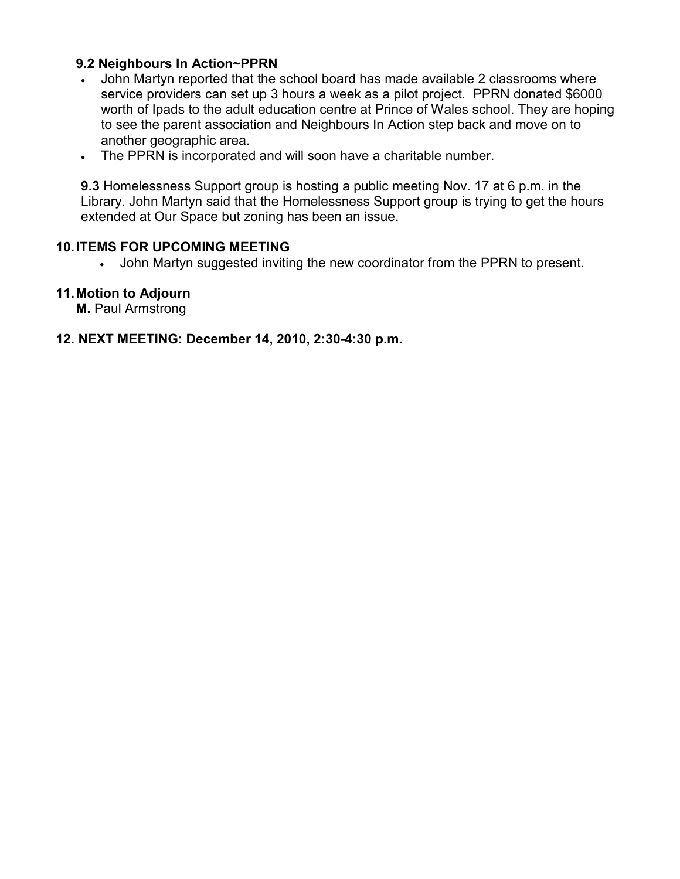**9.2 Neighbours In Action~PPRN**

- John Martyn reported that the school board has made available 2 classrooms where service providers can set up 3 hours a week as a pilot project. PPRN donated $6000 worth of Ipads to the adult education centre at Prince of Wales school. They are hoping to see the parent association and Neighbours In Action step back and move on to another geographic area.
- The PPRN is incorporated and will soon have a charitable number.

**9.3** Homelessness Support group is hosting a public meeting Nov. 17 at 6 p.m. in the Library. John Martyn said that the Homelessness Support group is trying to get the hours extended at Our Space but zoning has been an issue.

**10. ITEMS FOR UPCOMING MEETING**

- John Martyn suggested inviting the new coordinator from the PPRN to present.

**11. Motion to Adjourn**

**M.** Paul Armstrong

**12. NEXT MEETING: December 14, 2010, 2:30-4:30 p.m.**